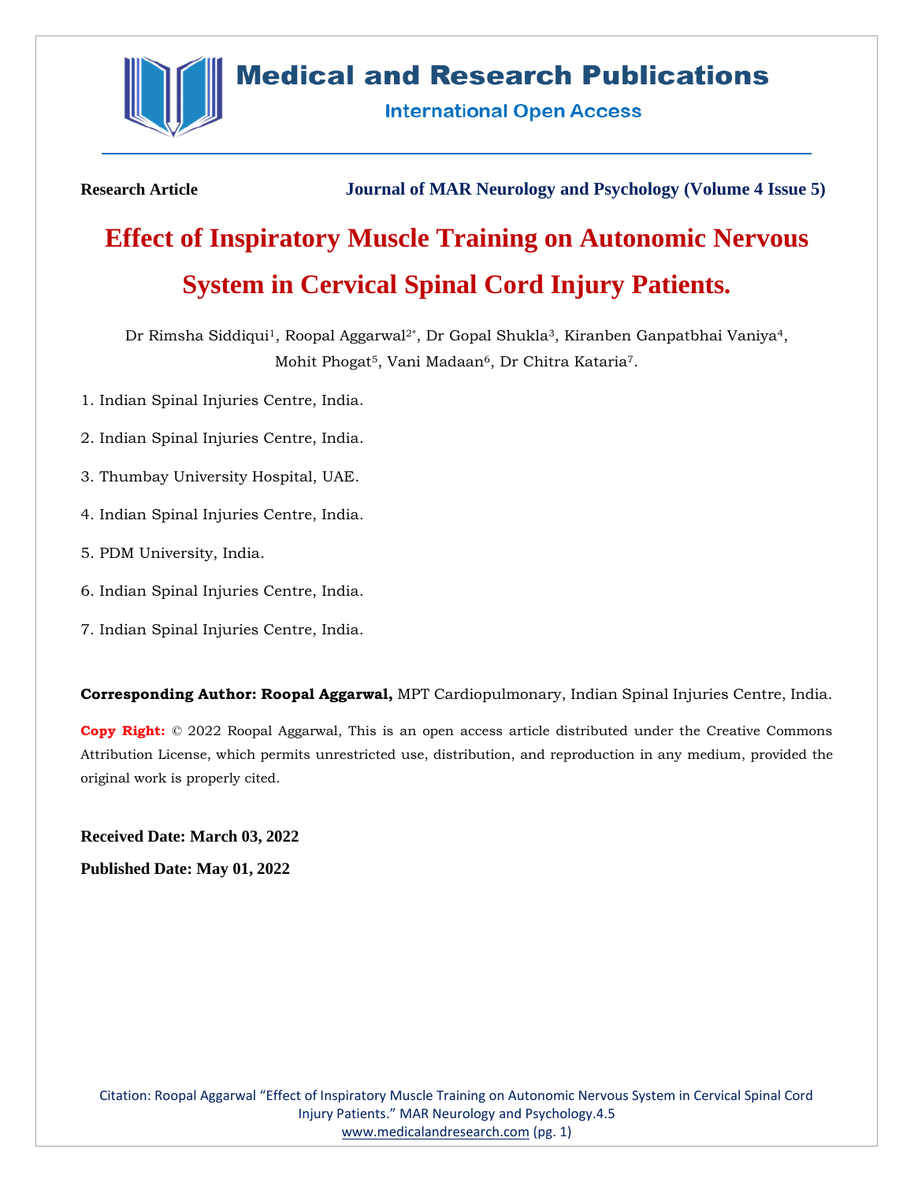Research Article

Journal of MAR Neurology and Psychology (Volume 4 Issue 5)

# Effect of Inspiratory Muscle Training on Autonomic Nervous System in Cervical Spinal Cord Injury Patients.

Dr Rimsha Siddiqui[1], Roopal Aggarwal[2*], Dr Gopal Shukla[3], Kiranben Ganpatbhai Vaniya[4], Mohit Phogat[5], Vani Madaan[6], Dr Chitra Kataria[7].

1. Indian Spinal Injuries Centre, India.
2. Indian Spinal Injuries Centre, India.
3. Thumbay University Hospital, UAE.
4. Indian Spinal Injuries Centre, India.
5. PDM University, India.
6. Indian Spinal Injuries Centre, India.
7. Indian Spinal Injuries Centre, India.

**Corresponding Author: Roopal Aggarwal,** MPT Cardiopulmonary, Indian Spinal Injuries Centre, India.

**Copy Right:** © 2022 Roopal Aggarwal, This is an open access article distributed under the Creative Commons Attribution License, which permits unrestricted use, distribution, and reproduction in any medium, provided the original work is properly cited.

**Received Date: March 03, 2022**

**Published Date: May 01, 2022**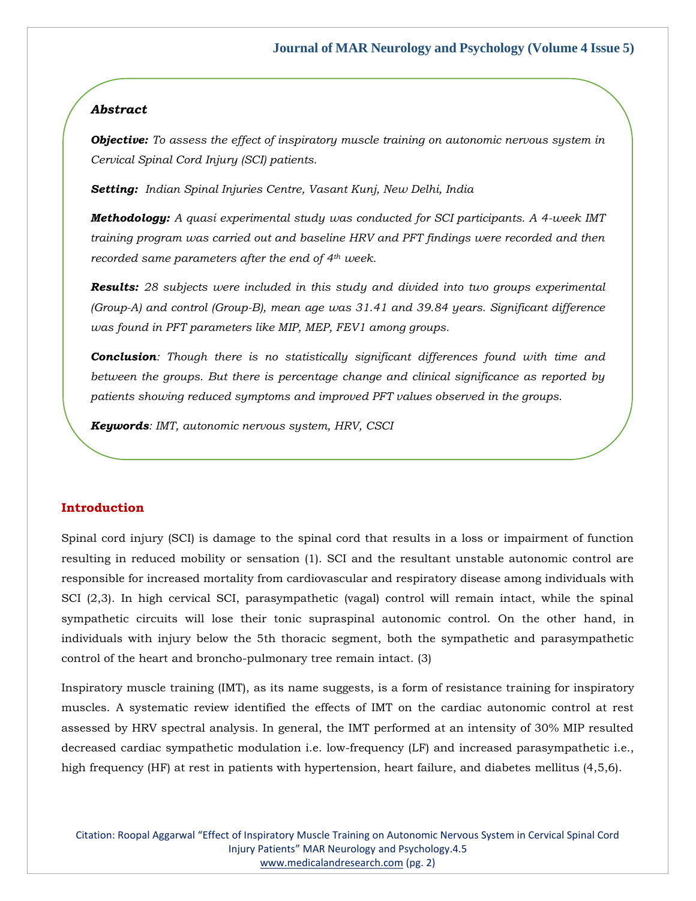## Abstract

***Objective:*** *To assess the effect of inspiratory muscle training on autonomic nervous system in Cervical Spinal Cord Injury (SCI) patients.*

***Setting:*** *Indian Spinal Injuries Centre, Vasant Kunj, New Delhi, India*

***Methodology:*** *A quasi experimental study was conducted for SCI participants. A 4-week IMT training program was carried out and baseline HRV and PFT findings were recorded and then recorded same parameters after the end of 4th week.*

***Results:*** *28 subjects were included in this study and divided into two groups experimental (Group-A) and control (Group-B), mean age was 31.41 and 39.84 years. Significant difference was found in PFT parameters like MIP, MEP, FEV1 among groups.*

***Conclusion****: Though there is no statistically significant differences found with time and between the groups. But there is percentage change and clinical significance as reported by patients showing reduced symptoms and improved PFT values observed in the groups.*

***Keywords****: IMT, autonomic nervous system, HRV, CSCI*

## Introduction

Spinal cord injury (SCI) is damage to the spinal cord that results in a loss or impairment of function resulting in reduced mobility or sensation (1). SCI and the resultant unstable autonomic control are responsible for increased mortality from cardiovascular and respiratory disease among individuals with SCI (2,3). In high cervical SCI, parasympathetic (vagal) control will remain intact, while the spinal sympathetic circuits will lose their tonic supraspinal autonomic control. On the other hand, in individuals with injury below the 5th thoracic segment, both the sympathetic and parasympathetic control of the heart and broncho-pulmonary tree remain intact. (3)

Inspiratory muscle training (IMT), as its name suggests, is a form of resistance training for inspiratory muscles. A systematic review identified the effects of IMT on the cardiac autonomic control at rest assessed by HRV spectral analysis. In general, the IMT performed at an intensity of 30% MIP resulted decreased cardiac sympathetic modulation i.e. low-frequency (LF) and increased parasympathetic i.e., high frequency (HF) at rest in patients with hypertension, heart failure, and diabetes mellitus (4,5,6).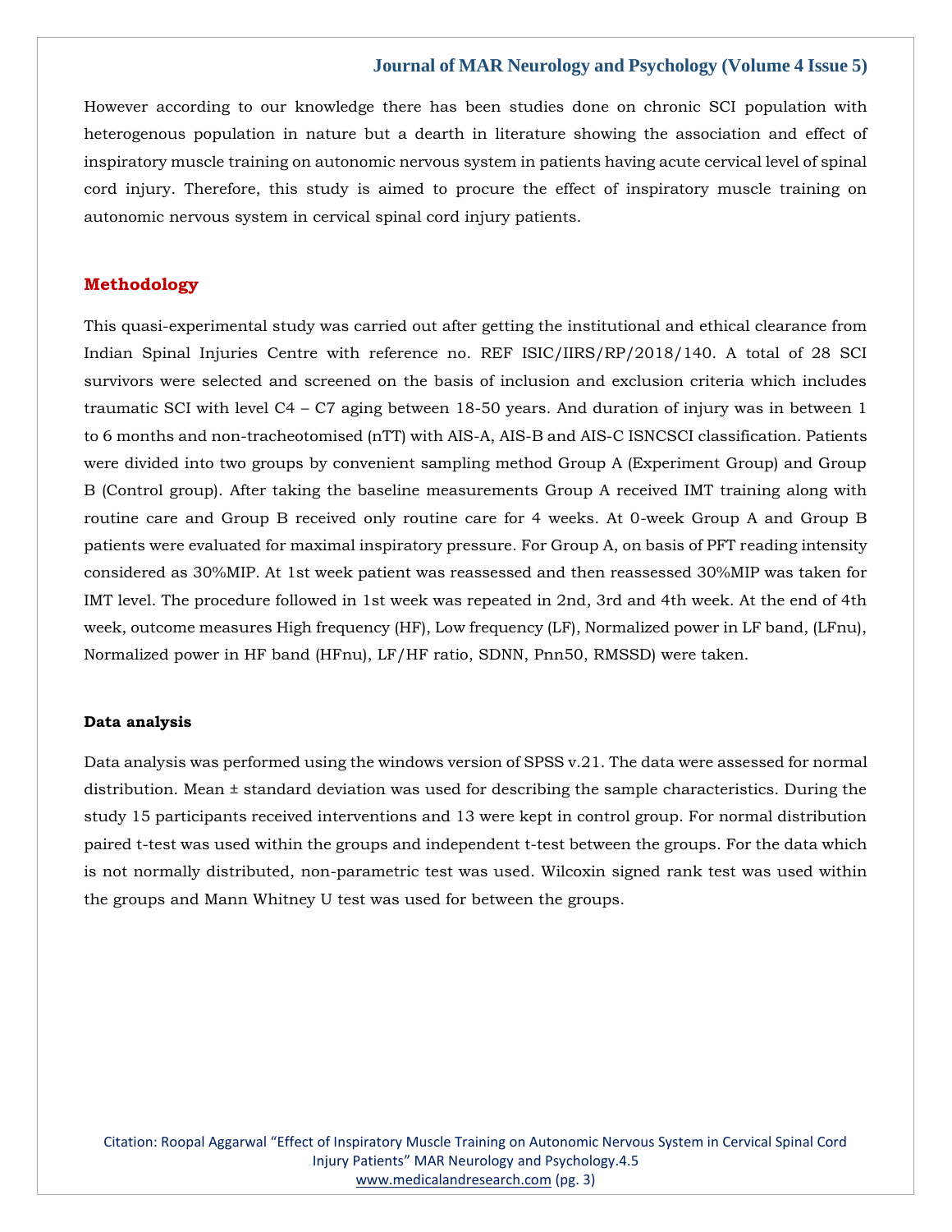However according to our knowledge there has been studies done on chronic SCI population with heterogenous population in nature but a dearth in literature showing the association and effect of inspiratory muscle training on autonomic nervous system in patients having acute cervical level of spinal cord injury. Therefore, this study is aimed to procure the effect of inspiratory muscle training on autonomic nervous system in cervical spinal cord injury patients.

## Methodology

This quasi-experimental study was carried out after getting the institutional and ethical clearance from Indian Spinal Injuries Centre with reference no. REF ISIC/IIRS/RP/2018/140. A total of 28 SCI survivors were selected and screened on the basis of inclusion and exclusion criteria which includes traumatic SCI with level C4 – C7 aging between 18-50 years. And duration of injury was in between 1 to 6 months and non-tracheotomised (nTT) with AIS-A, AIS-B and AIS-C ISNCSCI classification. Patients were divided into two groups by convenient sampling method Group A (Experiment Group) and Group B (Control group). After taking the baseline measurements Group A received IMT training along with routine care and Group B received only routine care for 4 weeks. At 0-week Group A and Group B patients were evaluated for maximal inspiratory pressure. For Group A, on basis of PFT reading intensity considered as 30%MIP. At 1st week patient was reassessed and then reassessed 30%MIP was taken for IMT level. The procedure followed in 1st week was repeated in 2nd, 3rd and 4th week. At the end of 4th week, outcome measures High frequency (HF), Low frequency (LF), Normalized power in LF band, (LFnu), Normalized power in HF band (HFnu), LF/HF ratio, SDNN, Pnn50, RMSSD) were taken.

### Data analysis

Data analysis was performed using the windows version of SPSS v.21. The data were assessed for normal distribution. Mean ± standard deviation was used for describing the sample characteristics. During the study 15 participants received interventions and 13 were kept in control group. For normal distribution paired t-test was used within the groups and independent t-test between the groups. For the data which is not normally distributed, non-parametric test was used. Wilcoxin signed rank test was used within the groups and Mann Whitney U test was used for between the groups.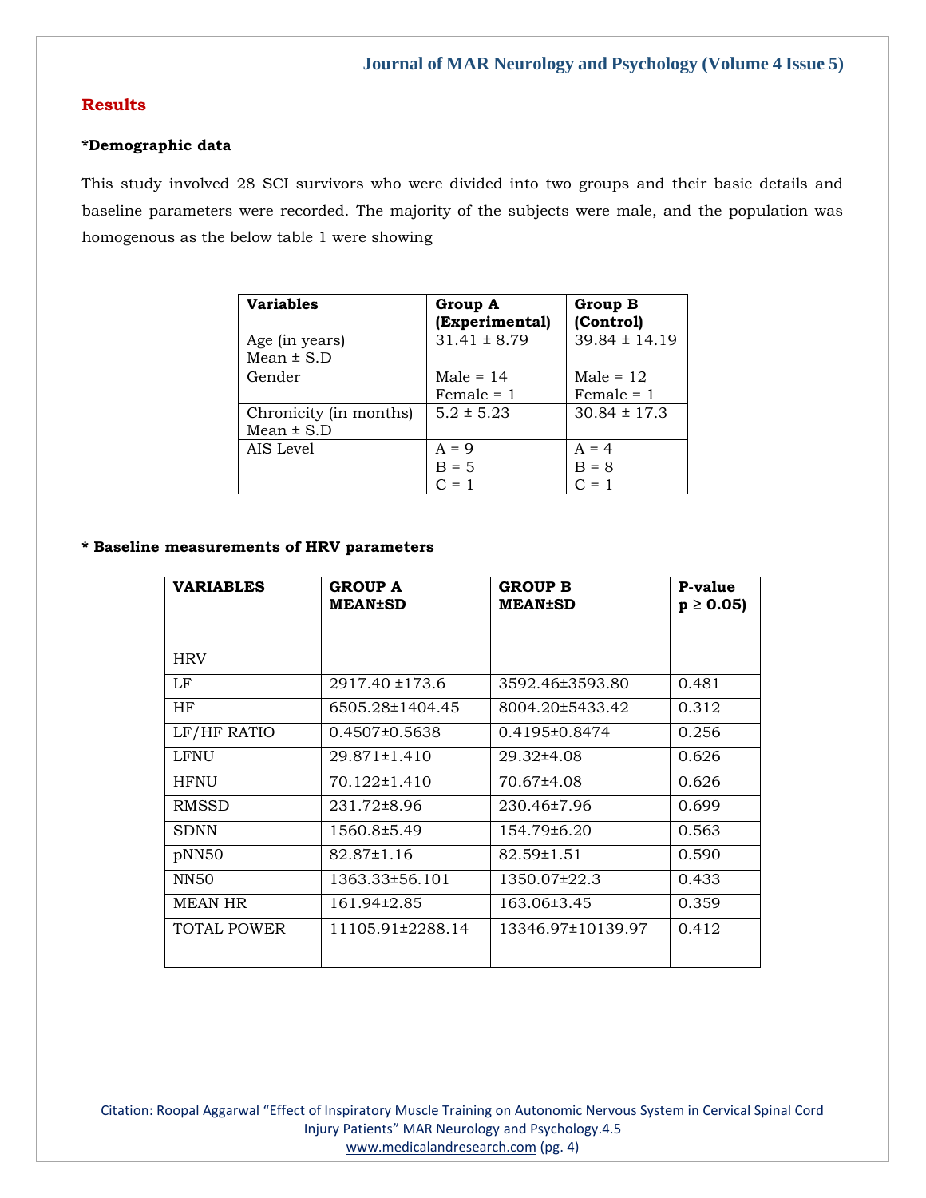## Results

**\*Demographic data**

This study involved 28 SCI survivors who were divided into two groups and their basic details and baseline parameters were recorded. The majority of the subjects were male, and the population was homogenous as the below table 1 were showing

| Variables | Group A (Experimental) | Group B (Control) |
|---|---|---|
| Age (in years) Mean ± S.D | 31.41 ± 8.79 | 39.84 ± 14.19 |
| Gender | Male = 14 Female = 1 | Male = 12 Female = 1 |
| Chronicity (in months) Mean ± S.D | 5.2 ± 5.23 | 30.84 ± 17.3 |
| AIS Level | A = 9 B = 5 C = 1 | A = 4 B = 8 C = 1 |

**\* Baseline measurements of HRV parameters**

| VARIABLES | GROUP A MEAN±SD | GROUP B MEAN±SD | P-value $p \geq 0.05$) |
|---|---|---|---|
| HRV | | | |
| LF | 2917.40 ±173.6 | 3592.46±3593.80 | 0.481 |
| HF | 6505.28±1404.45 | 8004.20±5433.42 | 0.312 |
| LF/HF RATIO | 0.4507±0.5638 | 0.4195±0.8474 | 0.256 |
| LFNU | 29.871±1.410 | 29.32±4.08 | 0.626 |
| HFNU | 70.122±1.410 | 70.67±4.08 | 0.626 |
| RMSSD | 231.72±8.96 | 230.46±7.96 | 0.699 |
| SDNN | 1560.8±5.49 | 154.79±6.20 | 0.563 |
| pNN50 | 82.87±1.16 | 82.59±1.51 | 0.590 |
| NN50 | 1363.33±56.101 | 1350.07±22.3 | 0.433 |
| MEAN HR | 161.94±2.85 | 163.06±3.45 | 0.359 |
| TOTAL POWER | 11105.91±2288.14 | 13346.97±10139.97 | 0.412 |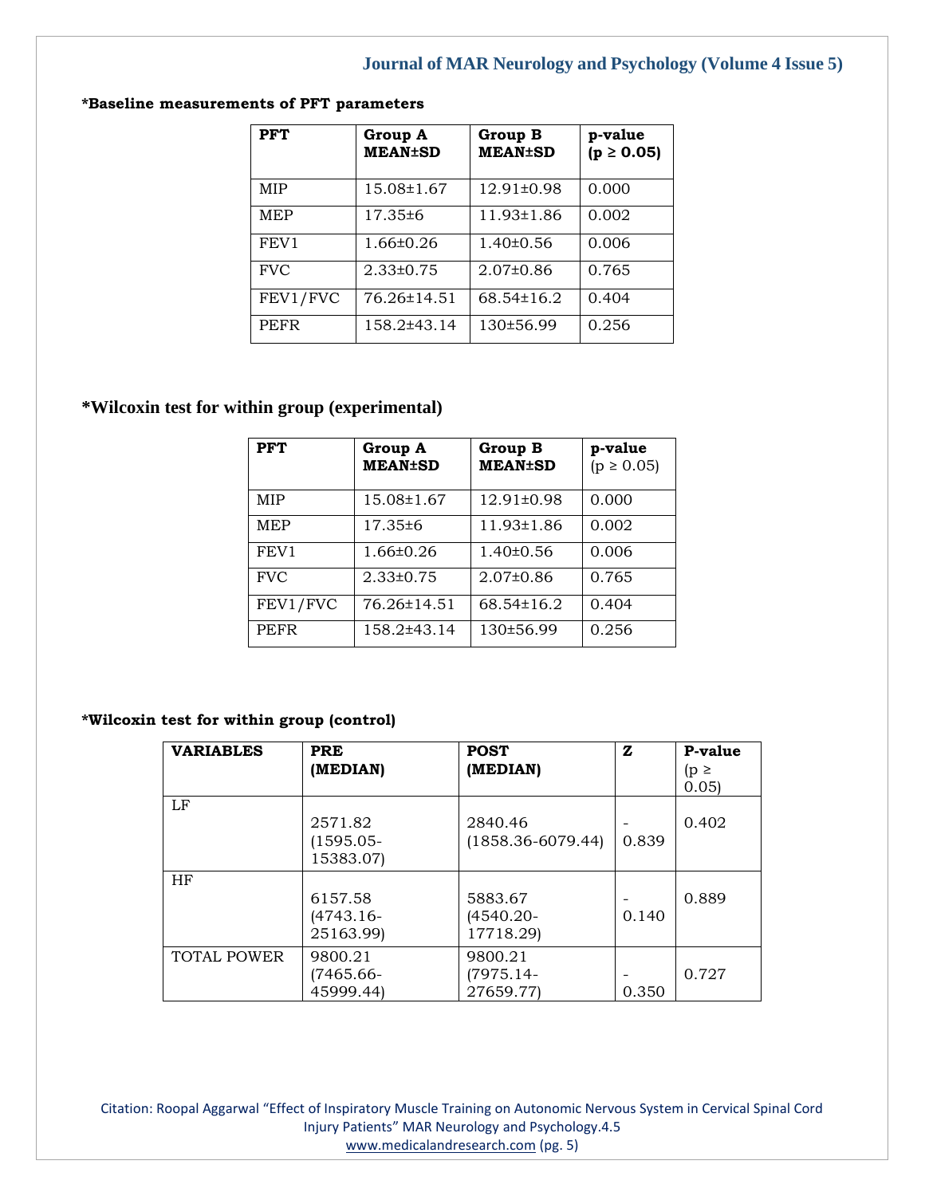**\*Baseline measurements of PFT parameters**

| PFT | Group A MEAN±SD | Group B MEAN±SD | p-value ($p \geq 0.05$) |
|---|---|---|---|
| MIP | 15.08±1.67 | 12.91±0.98 | 0.000 |
| MEP | 17.35±6 | 11.93±1.86 | 0.002 |
| FEV1 | 1.66±0.26 | 1.40±0.56 | 0.006 |
| FVC | 2.33±0.75 | 2.07±0.86 | 0.765 |
| FEV1/FVC | 76.26±14.51 | 68.54±16.2 | 0.404 |
| PEFR | 158.2±43.14 | 130±56.99 | 0.256 |

**\*Wilcoxin test for within group (experimental)**

| PFT | Group A MEAN±SD | Group B MEAN±SD | p-value ($p \geq 0.05$) |
|---|---|---|---|
| MIP | 15.08±1.67 | 12.91±0.98 | 0.000 |
| MEP | 17.35±6 | 11.93±1.86 | 0.002 |
| FEV1 | 1.66±0.26 | 1.40±0.56 | 0.006 |
| FVC | 2.33±0.75 | 2.07±0.86 | 0.765 |
| FEV1/FVC | 76.26±14.51 | 68.54±16.2 | 0.404 |
| PEFR | 158.2±43.14 | 130±56.99 | 0.256 |

**\*Wilcoxin test for within group (control)**

| VARIABLES | PRE (MEDIAN) | POST (MEDIAN) | Z | P-value ($p \geq 0.05$) |
|---|---|---|---|---|
| LF | 2571.82 (1595.05-15383.07) | 2840.46 (1858.36-6079.44) | -0.839 | 0.402 |
| HF | 6157.58 (4743.16-25163.99) | 5883.67 (4540.20-17718.29) | -0.140 | 0.889 |
| TOTAL POWER | 9800.21 (7465.66-45999.44) | 9800.21 (7975.14-27659.77) | -0.350 | 0.727 |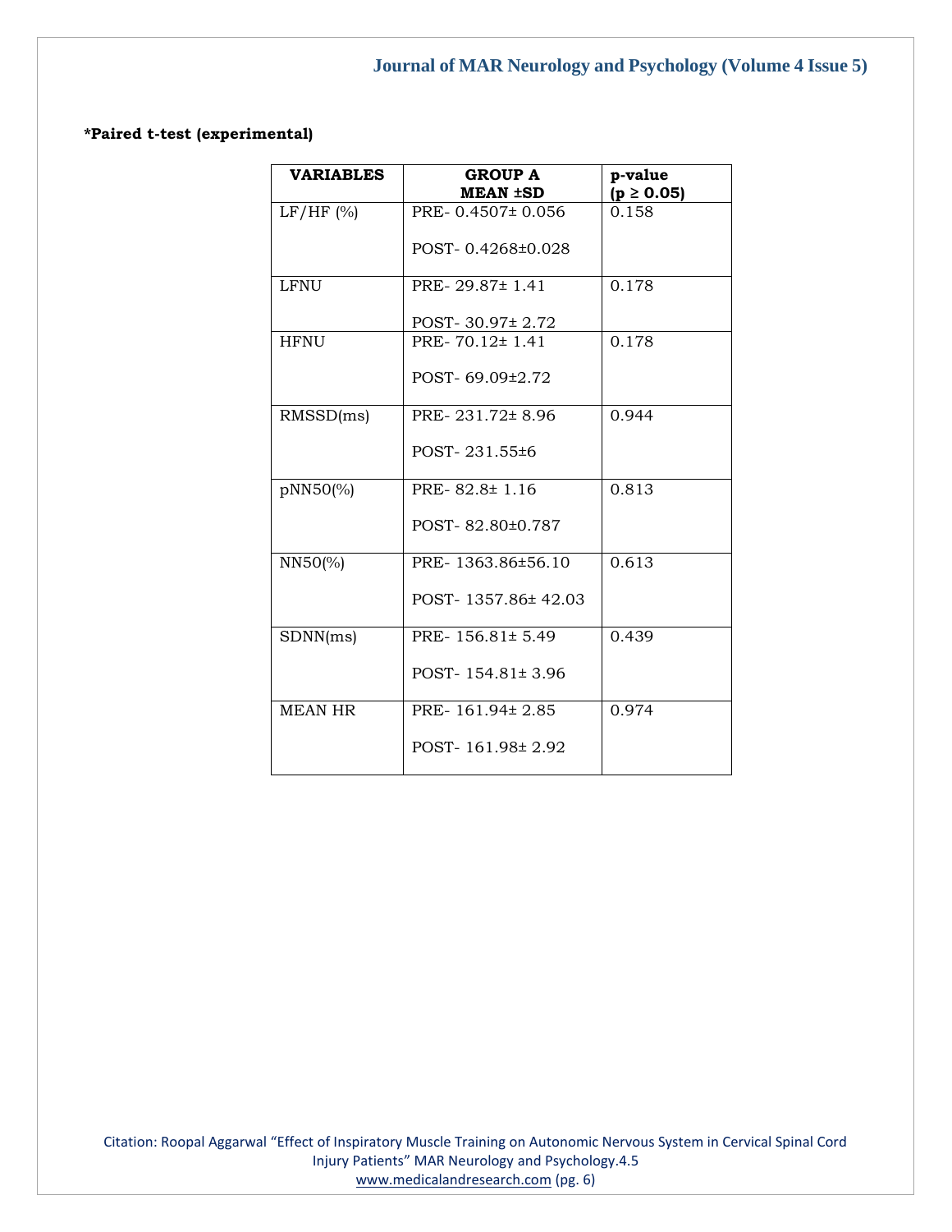**\*Paired t-test (experimental)**

| VARIABLES | GROUP A MEAN ±SD | p-value ($p \geq 0.05$) |
|---|---|---|
| LF/HF (%) | PRE- 0.4507± 0.056<br>POST- 0.4268±0.028 | 0.158 |
| LFNU | PRE- 29.87± 1.41<br>POST- 30.97± 2.72 | 0.178 |
| HFNU | PRE- 70.12± 1.41<br>POST- 69.09±2.72 | 0.178 |
| RMSSD(ms) | PRE- 231.72± 8.96<br>POST- 231.55±6 | 0.944 |
| pNN50(%) | PRE- 82.8± 1.16<br>POST- 82.80±0.787 | 0.813 |
| NN50(%) | PRE- 1363.86±56.10<br>POST- 1357.86± 42.03 | 0.613 |
| SDNN(ms) | PRE- 156.81± 5.49<br>POST- 154.81± 3.96 | 0.439 |
| MEAN HR | PRE- 161.94± 2.85<br>POST- 161.98± 2.92 | 0.974 |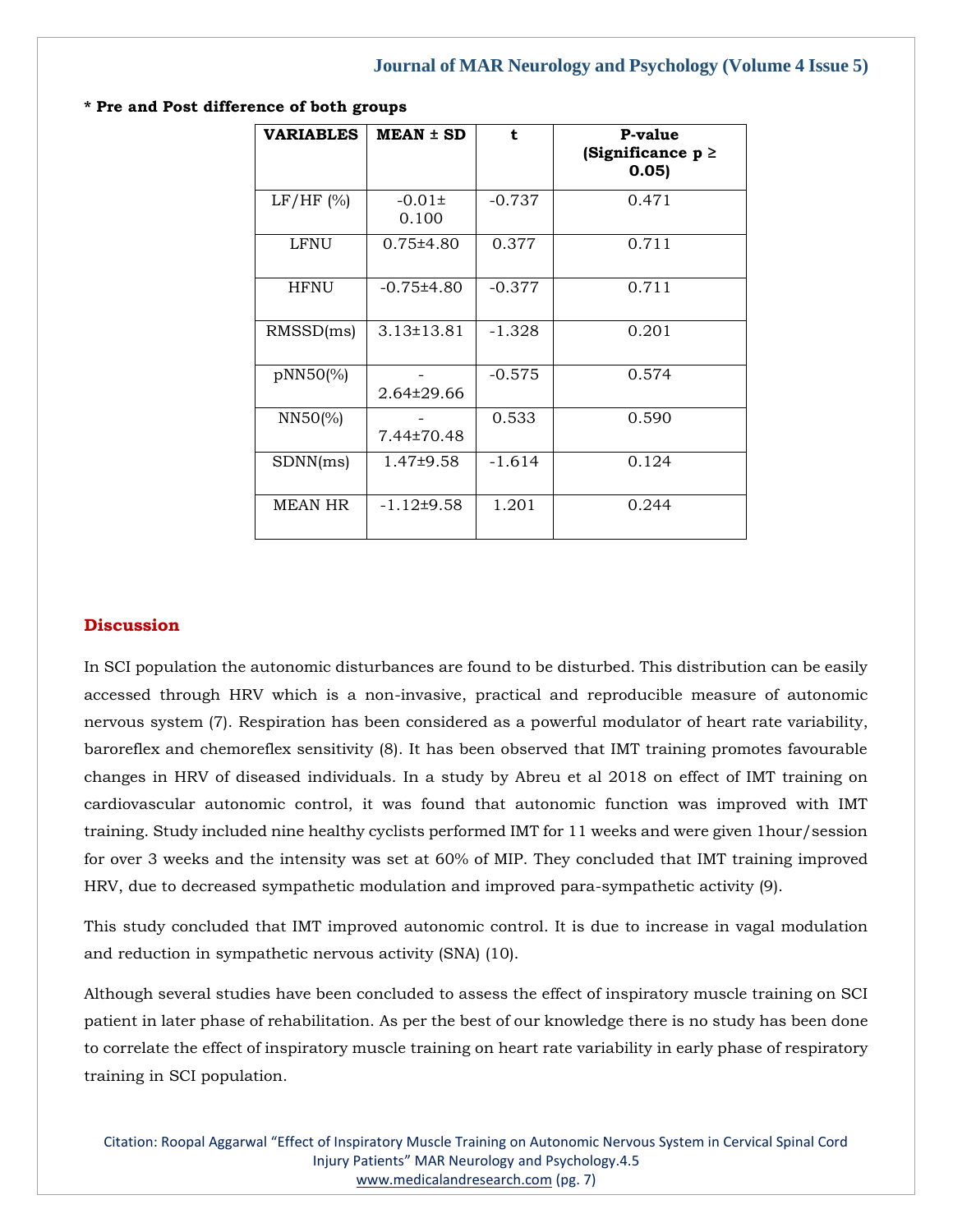**\* Pre and Post difference of both groups**

| VARIABLES | MEAN ± SD | t | P-value (Significance p ≥ 0.05) |
|---|---|---|---|
| LF/HF (%) | -0.01± 0.100 | -0.737 | 0.471 |
| LFNU | 0.75±4.80 | 0.377 | 0.711 |
| HFNU | -0.75±4.80 | -0.377 | 0.711 |
| RMSSD(ms) | 3.13±13.81 | -1.328 | 0.201 |
| pNN50(%) | -2.64±29.66 | -0.575 | 0.574 |
| NN50(%) | -7.44±70.48 | 0.533 | 0.590 |
| SDNN(ms) | 1.47±9.58 | -1.614 | 0.124 |
| MEAN HR | -1.12±9.58 | 1.201 | 0.244 |

## Discussion

In SCI population the autonomic disturbances are found to be disturbed. This distribution can be easily accessed through HRV which is a non-invasive, practical and reproducible measure of autonomic nervous system (7). Respiration has been considered as a powerful modulator of heart rate variability, baroreflex and chemoreflex sensitivity (8). It has been observed that IMT training promotes favourable changes in HRV of diseased individuals. In a study by Abreu et al 2018 on effect of IMT training on cardiovascular autonomic control, it was found that autonomic function was improved with IMT training. Study included nine healthy cyclists performed IMT for 11 weeks and were given 1hour/session for over 3 weeks and the intensity was set at 60% of MIP. They concluded that IMT training improved HRV, due to decreased sympathetic modulation and improved para-sympathetic activity (9).

This study concluded that IMT improved autonomic control. It is due to increase in vagal modulation and reduction in sympathetic nervous activity (SNA) (10).

Although several studies have been concluded to assess the effect of inspiratory muscle training on SCI patient in later phase of rehabilitation. As per the best of our knowledge there is no study has been done to correlate the effect of inspiratory muscle training on heart rate variability in early phase of respiratory training in SCI population.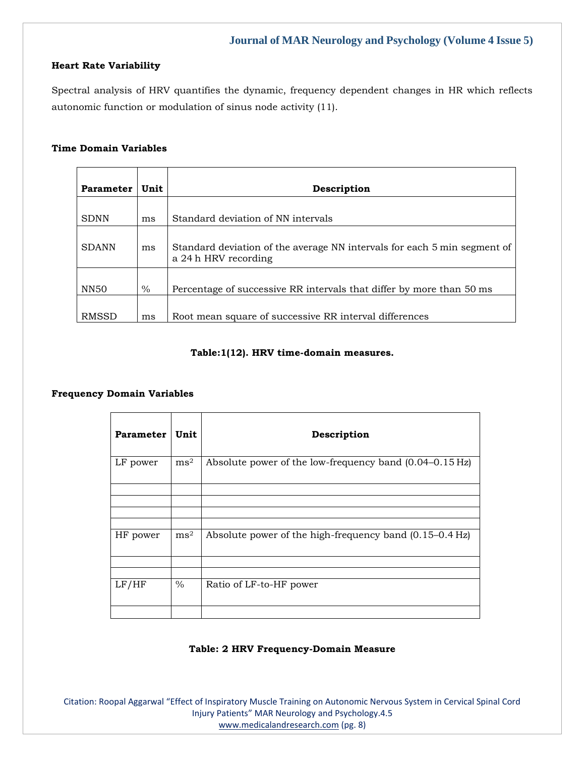### Heart Rate Variability

Spectral analysis of HRV quantifies the dynamic, frequency dependent changes in HR which reflects autonomic function or modulation of sinus node activity (11).

### Time Domain Variables

| Parameter | Unit | Description |
|---|---|---|
| SDNN | ms | Standard deviation of NN intervals |
| SDANN | ms | Standard deviation of the average NN intervals for each 5 min segment of a 24 h HRV recording |
| NN50 | % | Percentage of successive RR intervals that differ by more than 50 ms |
| RMSSD | ms | Root mean square of successive RR interval differences |

**Table:1(12). HRV time-domain measures.**

### Frequency Domain Variables

| Parameter | Unit | Description |
|---|---|---|
| LF power | $ms^2$ | Absolute power of the low-frequency band (0.04–0.15 Hz) |
| | | |
| | | |
| | | |
| | | |
| HF power | $ms^2$ | Absolute power of the high-frequency band (0.15–0.4 Hz) |
| | | |
| | | |
| LF/HF | % | Ratio of LF-to-HF power |
| | | |

**Table: 2 HRV Frequency-Domain Measure**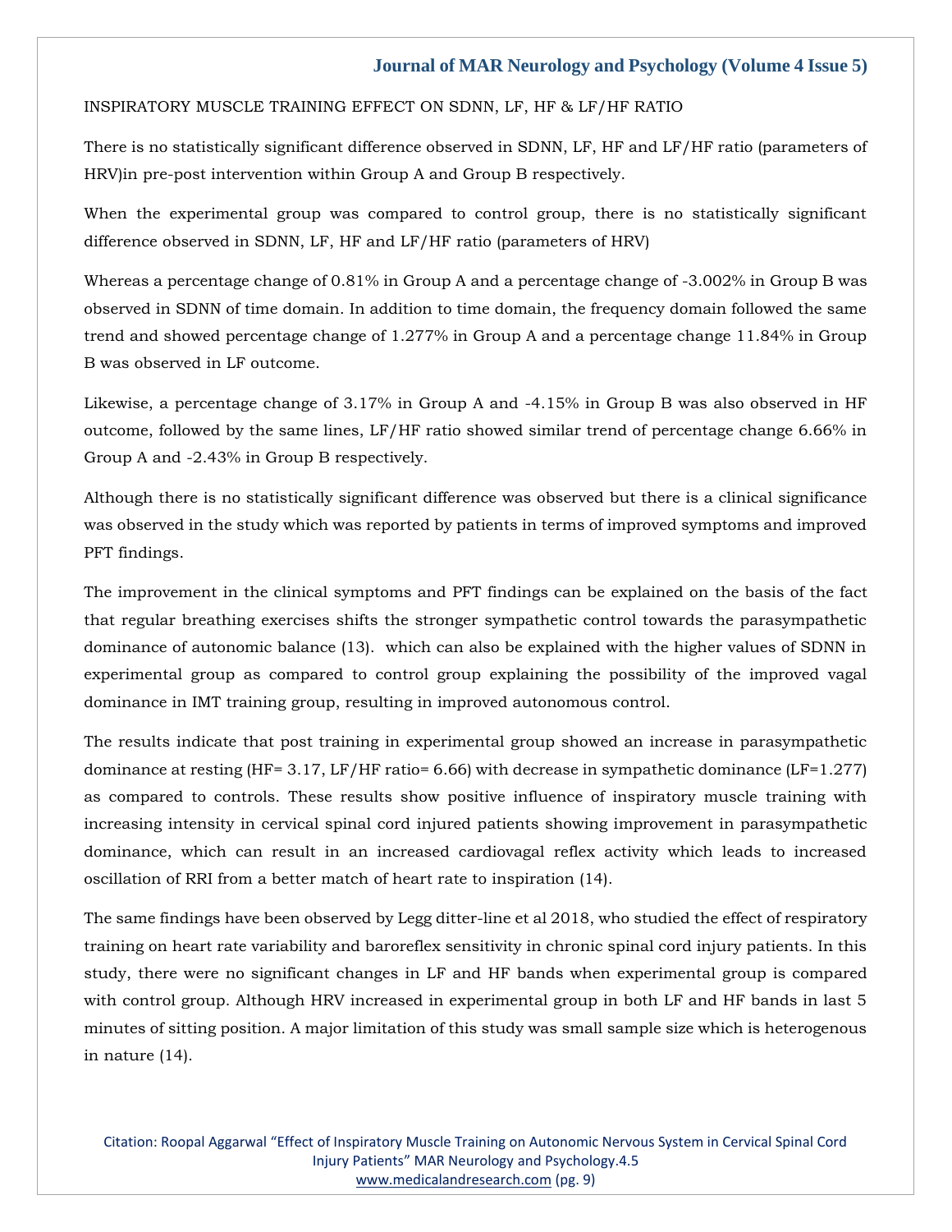INSPIRATORY MUSCLE TRAINING EFFECT ON SDNN, LF, HF & LF/HF RATIO

There is no statistically significant difference observed in SDNN, LF, HF and LF/HF ratio (parameters of HRV)in pre-post intervention within Group A and Group B respectively.

When the experimental group was compared to control group, there is no statistically significant difference observed in SDNN, LF, HF and LF/HF ratio (parameters of HRV)

Whereas a percentage change of 0.81% in Group A and a percentage change of -3.002% in Group B was observed in SDNN of time domain. In addition to time domain, the frequency domain followed the same trend and showed percentage change of 1.277% in Group A and a percentage change 11.84% in Group B was observed in LF outcome.

Likewise, a percentage change of 3.17% in Group A and -4.15% in Group B was also observed in HF outcome, followed by the same lines, LF/HF ratio showed similar trend of percentage change 6.66% in Group A and -2.43% in Group B respectively.

Although there is no statistically significant difference was observed but there is a clinical significance was observed in the study which was reported by patients in terms of improved symptoms and improved PFT findings.

The improvement in the clinical symptoms and PFT findings can be explained on the basis of the fact that regular breathing exercises shifts the stronger sympathetic control towards the parasympathetic dominance of autonomic balance (13). which can also be explained with the higher values of SDNN in experimental group as compared to control group explaining the possibility of the improved vagal dominance in IMT training group, resulting in improved autonomous control.

The results indicate that post training in experimental group showed an increase in parasympathetic dominance at resting (HF= 3.17, LF/HF ratio= 6.66) with decrease in sympathetic dominance (LF=1.277) as compared to controls. These results show positive influence of inspiratory muscle training with increasing intensity in cervical spinal cord injured patients showing improvement in parasympathetic dominance, which can result in an increased cardiovagal reflex activity which leads to increased oscillation of RRI from a better match of heart rate to inspiration (14).

The same findings have been observed by Legg ditter-line et al 2018, who studied the effect of respiratory training on heart rate variability and baroreflex sensitivity in chronic spinal cord injury patients. In this study, there were no significant changes in LF and HF bands when experimental group is compared with control group. Although HRV increased in experimental group in both LF and HF bands in last 5 minutes of sitting position. A major limitation of this study was small sample size which is heterogenous in nature (14).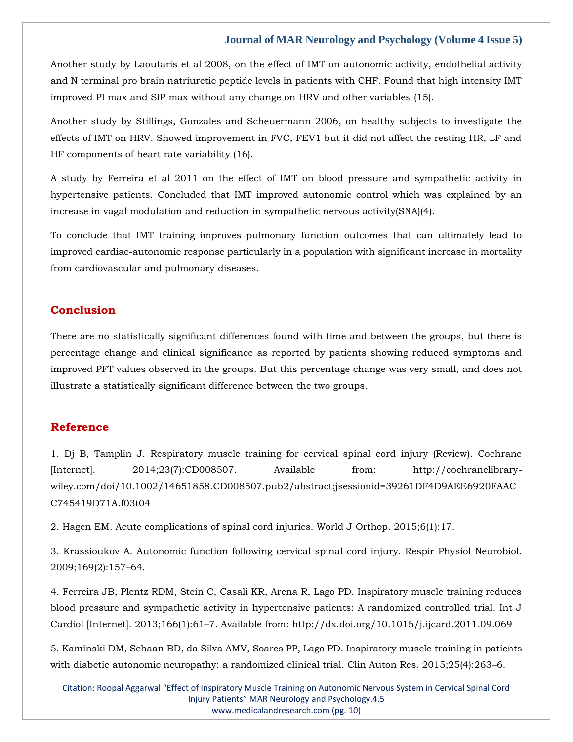Another study by Laoutaris et al 2008, on the effect of IMT on autonomic activity, endothelial activity and N terminal pro brain natriuretic peptide levels in patients with CHF. Found that high intensity IMT improved PI max and SIP max without any change on HRV and other variables (15).

Another study by Stillings, Gonzales and Scheuermann 2006, on healthy subjects to investigate the effects of IMT on HRV. Showed improvement in FVC, FEV1 but it did not affect the resting HR, LF and HF components of heart rate variability (16).

A study by Ferreira et al 2011 on the effect of IMT on blood pressure and sympathetic activity in hypertensive patients. Concluded that IMT improved autonomic control which was explained by an increase in vagal modulation and reduction in sympathetic nervous activity(SNA)(4).

To conclude that IMT training improves pulmonary function outcomes that can ultimately lead to improved cardiac-autonomic response particularly in a population with significant increase in mortality from cardiovascular and pulmonary diseases.

## Conclusion

There are no statistically significant differences found with time and between the groups, but there is percentage change and clinical significance as reported by patients showing reduced symptoms and improved PFT values observed in the groups. But this percentage change was very small, and does not illustrate a statistically significant difference between the two groups.

## Reference

1. Dj B, Tamplin J. Respiratory muscle training for cervical spinal cord injury (Review). Cochrane [Internet]. 2014;23(7):CD008507. Available from: http://cochranelibrary-wiley.com/doi/10.1002/14651858.CD008507.pub2/abstract;jsessionid=39261DF4D9AEE6920FAACC745419D71A.f03t04

2. Hagen EM. Acute complications of spinal cord injuries. World J Orthop. 2015;6(1):17.

3. Krassioukov A. Autonomic function following cervical spinal cord injury. Respir Physiol Neurobiol. 2009;169(2):157–64.

4. Ferreira JB, Plentz RDM, Stein C, Casali KR, Arena R, Lago PD. Inspiratory muscle training reduces blood pressure and sympathetic activity in hypertensive patients: A randomized controlled trial. Int J Cardiol [Internet]. 2013;166(1):61–7. Available from: http://dx.doi.org/10.1016/j.ijcard.2011.09.069

5. Kaminski DM, Schaan BD, da Silva AMV, Soares PP, Lago PD. Inspiratory muscle training in patients with diabetic autonomic neuropathy: a randomized clinical trial. Clin Auton Res. 2015;25(4):263–6.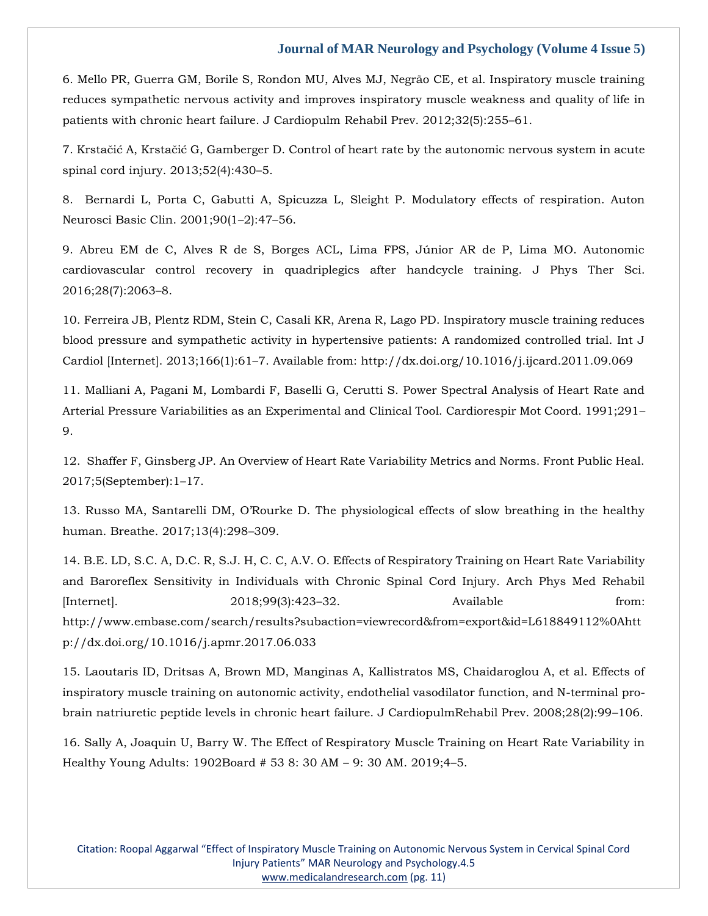6. Mello PR, Guerra GM, Borile S, Rondon MU, Alves MJ, Negrão CE, et al. Inspiratory muscle training reduces sympathetic nervous activity and improves inspiratory muscle weakness and quality of life in patients with chronic heart failure. J Cardiopulm Rehabil Prev. 2012;32(5):255–61.

7. Krstačić A, Krstačić G, Gamberger D. Control of heart rate by the autonomic nervous system in acute spinal cord injury. 2013;52(4):430–5.

8. Bernardi L, Porta C, Gabutti A, Spicuzza L, Sleight P. Modulatory effects of respiration. Auton Neurosci Basic Clin. 2001;90(1–2):47–56.

9. Abreu EM de C, Alves R de S, Borges ACL, Lima FPS, Júnior AR de P, Lima MO. Autonomic cardiovascular control recovery in quadriplegics after handcycle training. J Phys Ther Sci. 2016;28(7):2063–8.

10. Ferreira JB, Plentz RDM, Stein C, Casali KR, Arena R, Lago PD. Inspiratory muscle training reduces blood pressure and sympathetic activity in hypertensive patients: A randomized controlled trial. Int J Cardiol [Internet]. 2013;166(1):61–7. Available from: http://dx.doi.org/10.1016/j.ijcard.2011.09.069

11. Malliani A, Pagani M, Lombardi F, Baselli G, Cerutti S. Power Spectral Analysis of Heart Rate and Arterial Pressure Variabilities as an Experimental and Clinical Tool. Cardiorespir Mot Coord. 1991;291–9.

12. Shaffer F, Ginsberg JP. An Overview of Heart Rate Variability Metrics and Norms. Front Public Heal. 2017;5(September):1–17.

13. Russo MA, Santarelli DM, O'Rourke D. The physiological effects of slow breathing in the healthy human. Breathe. 2017;13(4):298–309.

14. B.E. LD, S.C. A, D.C. R, S.J. H, C. C, A.V. O. Effects of Respiratory Training on Heart Rate Variability and Baroreflex Sensitivity in Individuals with Chronic Spinal Cord Injury. Arch Phys Med Rehabil [Internet]. 2018;99(3):423–32. Available from: http://www.embase.com/search/results?subaction=viewrecord&from=export&id=L618849112%0Ahttp://dx.doi.org/10.1016/j.apmr.2017.06.033

15. Laoutaris ID, Dritsas A, Brown MD, Manginas A, Kallistratos MS, Chaidaroglou A, et al. Effects of inspiratory muscle training on autonomic activity, endothelial vasodilator function, and N-terminal pro-brain natriuretic peptide levels in chronic heart failure. J CardiopulmRehabil Prev. 2008;28(2):99–106.

16. Sally A, Joaquin U, Barry W. The Effect of Respiratory Muscle Training on Heart Rate Variability in Healthy Young Adults: 1902Board # 53 8: 30 AM – 9: 30 AM. 2019;4–5.